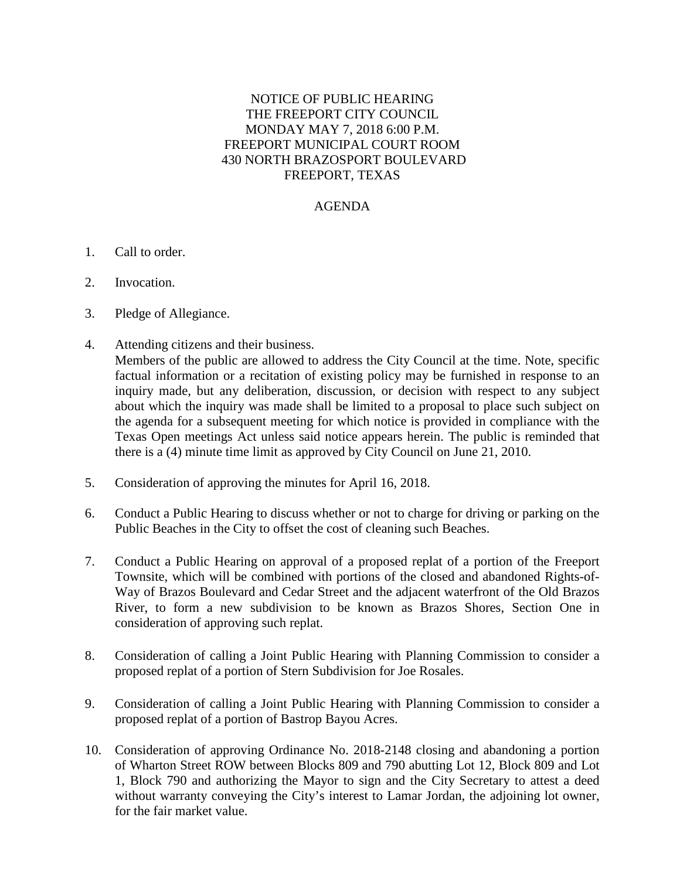# NOTICE OF PUBLIC HEARING
# THE FREEPORT CITY COUNCIL
# MONDAY MAY 7, 2018 6:00 P.M.
# FREEPORT MUNICIPAL COURT ROOM
# 430 NORTH BRAZOSPORT BOULEVARD
# FREEPORT, TEXAS

## AGENDA

1. Call to order.

2. Invocation.

3. Pledge of Allegiance.

4. Attending citizens and their business.
   Members of the public are allowed to address the City Council at the time. Note, specific factual information or a recitation of existing policy may be furnished in response to an inquiry made, but any deliberation, discussion, or decision with respect to any subject about which the inquiry was made shall be limited to a proposal to place such subject on the agenda for a subsequent meeting for which notice is provided in compliance with the Texas Open meetings Act unless said notice appears herein. The public is reminded that there is a (4) minute time limit as approved by City Council on June 21, 2010.

5. Consideration of approving the minutes for April 16, 2018.

6. Conduct a Public Hearing to discuss whether or not to charge for driving or parking on the Public Beaches in the City to offset the cost of cleaning such Beaches.

7. Conduct a Public Hearing on approval of a proposed replat of a portion of the Freeport Townsite, which will be combined with portions of the closed and abandoned Rights-of-Way of Brazos Boulevard and Cedar Street and the adjacent waterfront of the Old Brazos River, to form a new subdivision to be known as Brazos Shores, Section One in consideration of approving such replat.

8. Consideration of calling a Joint Public Hearing with Planning Commission to consider a proposed replat of a portion of Stern Subdivision for Joe Rosales.

9. Consideration of calling a Joint Public Hearing with Planning Commission to consider a proposed replat of a portion of Bastrop Bayou Acres.

10. Consideration of approving Ordinance No. 2018-2148 closing and abandoning a portion of Wharton Street ROW between Blocks 809 and 790 abutting Lot 12, Block 809 and Lot 1, Block 790 and authorizing the Mayor to sign and the City Secretary to attest a deed without warranty conveying the City's interest to Lamar Jordan, the adjoining lot owner, for the fair market value.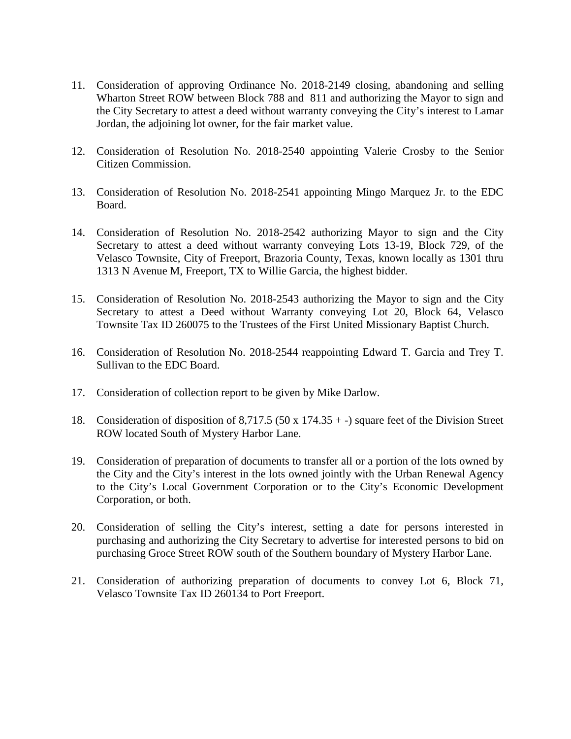11. Consideration of approving Ordinance No. 2018-2149 closing, abandoning and selling Wharton Street ROW between Block 788 and 811 and authorizing the Mayor to sign and the City Secretary to attest a deed without warranty conveying the City's interest to Lamar Jordan, the adjoining lot owner, for the fair market value.

12. Consideration of Resolution No. 2018-2540 appointing Valerie Crosby to the Senior Citizen Commission.

13. Consideration of Resolution No. 2018-2541 appointing Mingo Marquez Jr. to the EDC Board.

14. Consideration of Resolution No. 2018-2542 authorizing Mayor to sign and the City Secretary to attest a deed without warranty conveying Lots 13-19, Block 729, of the Velasco Townsite, City of Freeport, Brazoria County, Texas, known locally as 1301 thru 1313 N Avenue M, Freeport, TX to Willie Garcia, the highest bidder.

15. Consideration of Resolution No. 2018-2543 authorizing the Mayor to sign and the City Secretary to attest a Deed without Warranty conveying Lot 20, Block 64, Velasco Townsite Tax ID 260075 to the Trustees of the First United Missionary Baptist Church.

16. Consideration of Resolution No. 2018-2544 reappointing Edward T. Garcia and Trey T. Sullivan to the EDC Board.

17. Consideration of collection report to be given by Mike Darlow.

18. Consideration of disposition of 8,717.5 (50 x 174.35 + -) square feet of the Division Street ROW located South of Mystery Harbor Lane.

19. Consideration of preparation of documents to transfer all or a portion of the lots owned by the City and the City's interest in the lots owned jointly with the Urban Renewal Agency to the City's Local Government Corporation or to the City's Economic Development Corporation, or both.

20. Consideration of selling the City's interest, setting a date for persons interested in purchasing and authorizing the City Secretary to advertise for interested persons to bid on purchasing Groce Street ROW south of the Southern boundary of Mystery Harbor Lane.

21. Consideration of authorizing preparation of documents to convey Lot 6, Block 71, Velasco Townsite Tax ID 260134 to Port Freeport.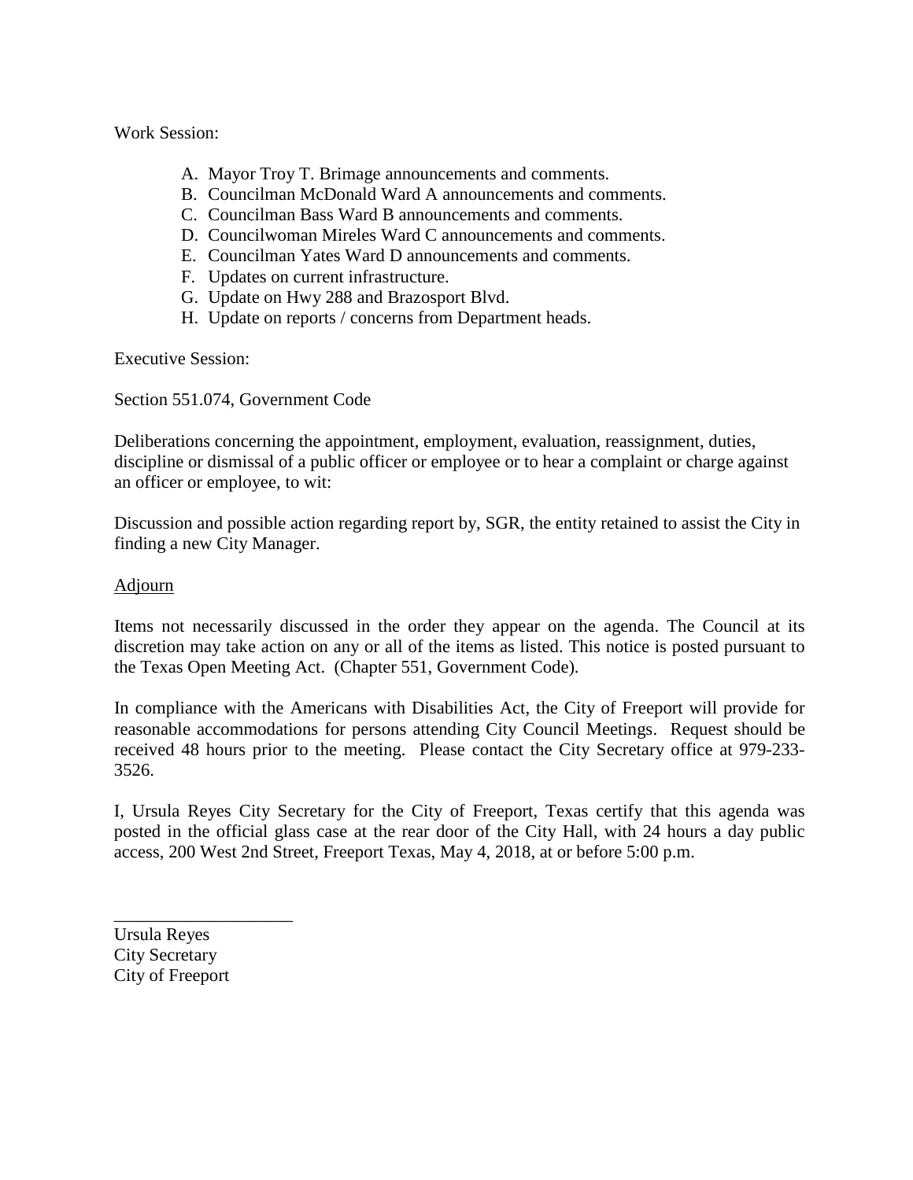Work Session:

A. Mayor Troy T. Brimage announcements and comments.
B. Councilman McDonald Ward A announcements and comments.
C. Councilman Bass Ward B announcements and comments.
D. Councilwoman Mireles Ward C announcements and comments.
E. Councilman Yates Ward D announcements and comments.
F. Updates on current infrastructure.
G. Update on Hwy 288 and Brazosport Blvd.
H. Update on reports / concerns from Department heads.

Executive Session:

Section 551.074, Government Code

Deliberations concerning the appointment, employment, evaluation, reassignment, duties, discipline or dismissal of a public officer or employee or to hear a complaint or charge against an officer or employee, to wit:

Discussion and possible action regarding report by, SGR, the entity retained to assist the City in finding a new City Manager.

Adjourn

Items not necessarily discussed in the order they appear on the agenda. The Council at its discretion may take action on any or all of the items as listed. This notice is posted pursuant to the Texas Open Meeting Act. (Chapter 551, Government Code).

In compliance with the Americans with Disabilities Act, the City of Freeport will provide for reasonable accommodations for persons attending City Council Meetings. Request should be received 48 hours prior to the meeting. Please contact the City Secretary office at 979-233-3526.

I, Ursula Reyes City Secretary for the City of Freeport, Texas certify that this agenda was posted in the official glass case at the rear door of the City Hall, with 24 hours a day public access, 200 West 2nd Street, Freeport Texas, May 4, 2018, at or before 5:00 p.m.

____________________

Ursula Reyes
City Secretary
City of Freeport